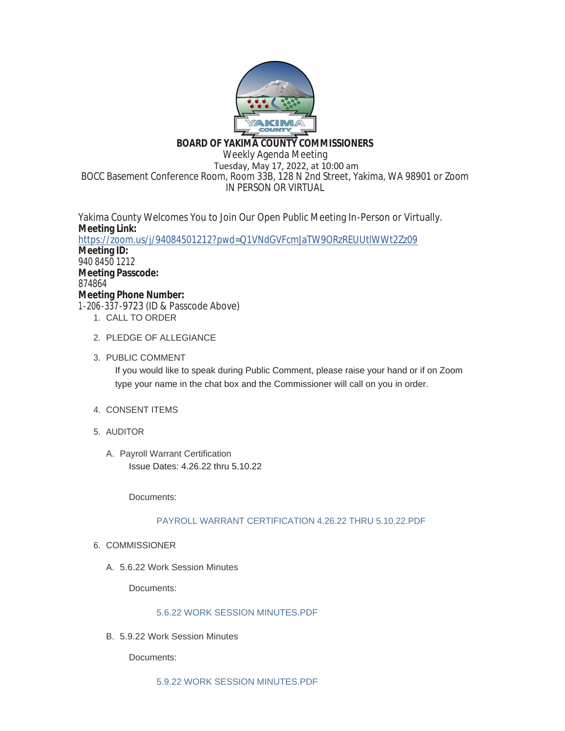**BOARD OF YAKIMA COUNTY COMMISSIONERS**

Weekly Agenda Meeting

Tuesday, May 17, 2022, at 10:00 am

BOCC Basement Conference Room, Room 33B, 128 N 2nd Street, Yakima, WA 98901 or Zoom

IN PERSON OR VIRTUAL

Yakima County Welcomes You to Join Our Open Public Meeting In-Person or Virtually.

**Meeting Link:**

https://zoom.us/j/94084501212?pwd=Q1VNdGVFcmJaTW9ORzREUUtlWWt2Zz09

**Meeting ID:**

940 8450 1212

**Meeting Passcode:**

874864

**Meeting Phone Number:**

1-206-337-9723 (ID & Passcode Above)

1. CALL TO ORDER

2. PLEDGE OF ALLEGIANCE

3. PUBLIC COMMENT

   If you would like to speak during Public Comment, please raise your hand or if on Zoom type your name in the chat box and the Commissioner will call on you in order.

4. CONSENT ITEMS

5. AUDITOR

   A. Payroll Warrant Certification

      Issue Dates: 4.26.22 thru 5.10.22

      Documents:

      PAYROLL WARRANT CERTIFICATION 4.26.22 THRU 5.10.22.PDF

6. COMMISSIONER

   A. 5.6.22 Work Session Minutes

      Documents:

      5.6.22 WORK SESSION MINUTES.PDF

   B. 5.9.22 Work Session Minutes

      Documents:

      5.9.22 WORK SESSION MINUTES.PDF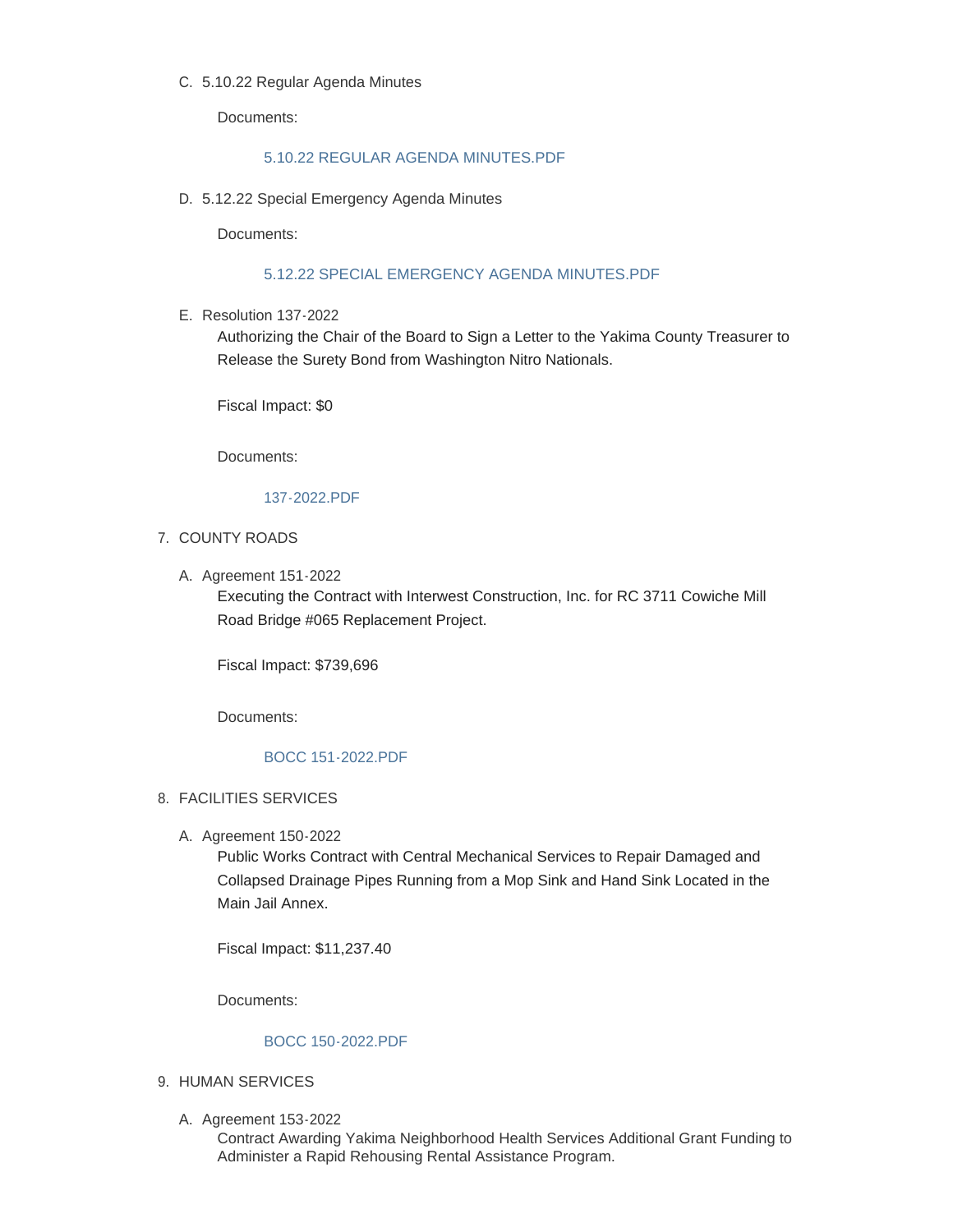C. 5.10.22 Regular Agenda Minutes

   Documents:

   5.10.22 REGULAR AGENDA MINUTES.PDF

D. 5.12.22 Special Emergency Agenda Minutes

   Documents:

   5.12.22 SPECIAL EMERGENCY AGENDA MINUTES.PDF

E. Resolution 137-2022

   Authorizing the Chair of the Board to Sign a Letter to the Yakima County Treasurer to Release the Surety Bond from Washington Nitro Nationals.

   Fiscal Impact: $0

   Documents:

   137-2022.PDF

7. COUNTY ROADS

   A. Agreement 151-2022

      Executing the Contract with Interwest Construction, Inc. for RC 3711 Cowiche Mill Road Bridge #065 Replacement Project.

      Fiscal Impact: $739,696

      Documents:

      BOCC 151-2022.PDF

8. FACILITIES SERVICES

   A. Agreement 150-2022

      Public Works Contract with Central Mechanical Services to Repair Damaged and Collapsed Drainage Pipes Running from a Mop Sink and Hand Sink Located in the Main Jail Annex.

      Fiscal Impact: $11,237.40

      Documents:

      BOCC 150-2022.PDF

9. HUMAN SERVICES

   A. Agreement 153-2022

      Contract Awarding Yakima Neighborhood Health Services Additional Grant Funding to Administer a Rapid Rehousing Rental Assistance Program.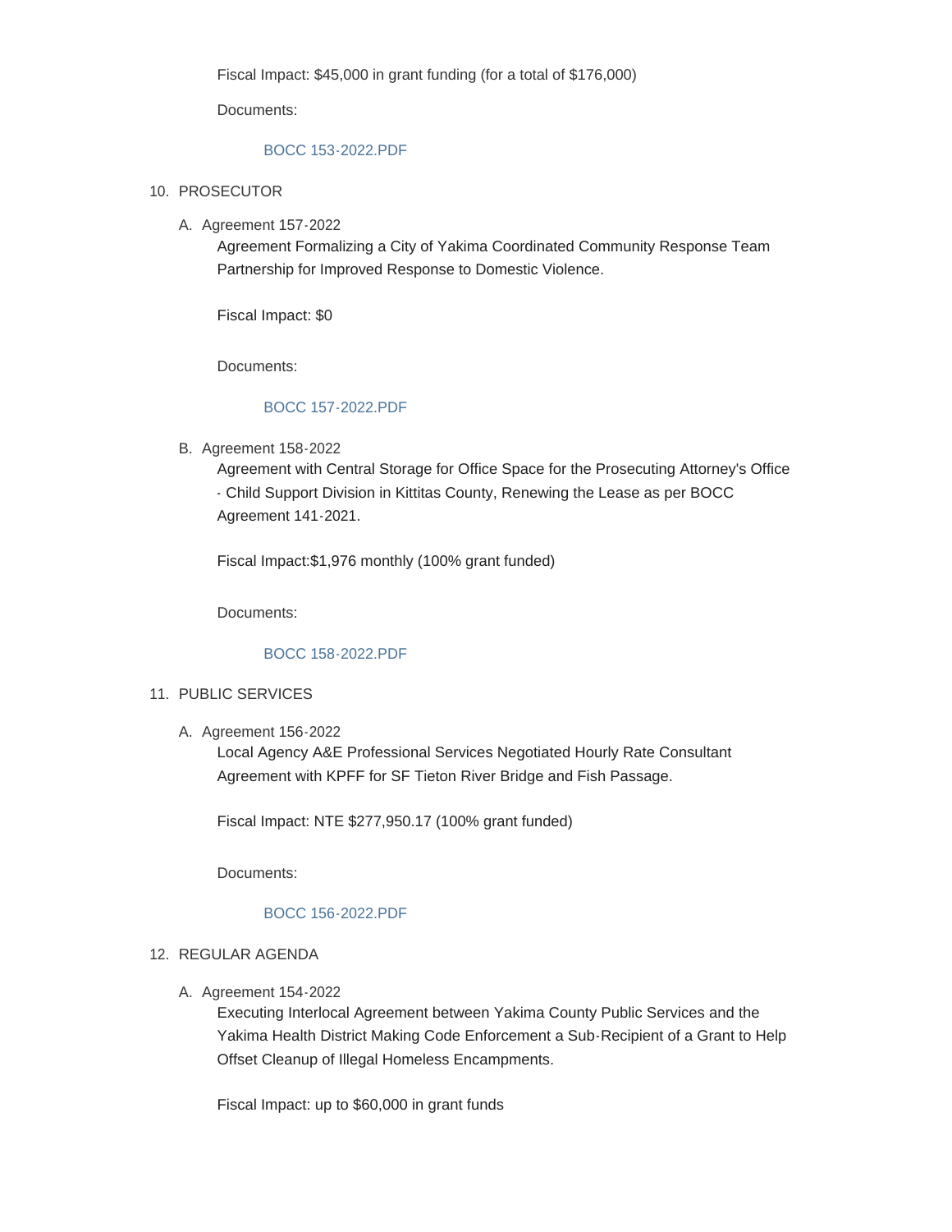Fiscal Impact: $45,000 in grant funding (for a total of $176,000)

Documents:

BOCC 153-2022.PDF

10. PROSECUTOR

    A. Agreement 157-2022

       Agreement Formalizing a City of Yakima Coordinated Community Response Team Partnership for Improved Response to Domestic Violence.

       Fiscal Impact: $0

       Documents:

       BOCC 157-2022.PDF

    B. Agreement 158-2022

       Agreement with Central Storage for Office Space for the Prosecuting Attorney's Office - Child Support Division in Kittitas County, Renewing the Lease as per BOCC Agreement 141-2021.

       Fiscal Impact:$1,976 monthly (100% grant funded)

       Documents:

       BOCC 158-2022.PDF

11. PUBLIC SERVICES

    A. Agreement 156-2022

       Local Agency A&E Professional Services Negotiated Hourly Rate Consultant Agreement with KPFF for SF Tieton River Bridge and Fish Passage.

       Fiscal Impact: NTE $277,950.17 (100% grant funded)

       Documents:

       BOCC 156-2022.PDF

12. REGULAR AGENDA

    A. Agreement 154-2022

       Executing Interlocal Agreement between Yakima County Public Services and the Yakima Health District Making Code Enforcement a Sub-Recipient of a Grant to Help Offset Cleanup of Illegal Homeless Encampments.

       Fiscal Impact: up to $60,000 in grant funds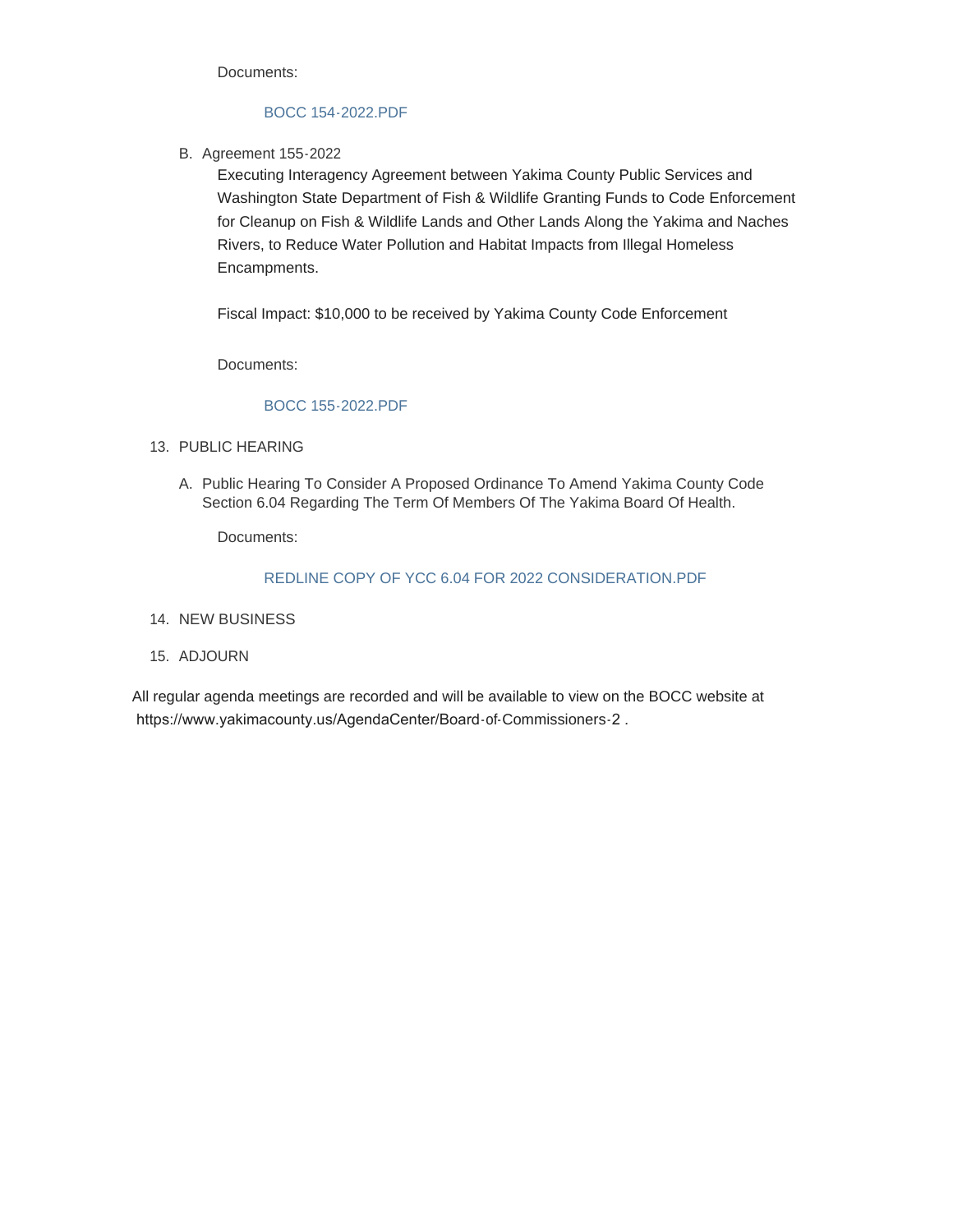Documents:

BOCC 154-2022.PDF

B. Agreement 155-2022

Executing Interagency Agreement between Yakima County Public Services and Washington State Department of Fish & Wildlife Granting Funds to Code Enforcement for Cleanup on Fish & Wildlife Lands and Other Lands Along the Yakima and Naches Rivers, to Reduce Water Pollution and Habitat Impacts from Illegal Homeless Encampments.

Fiscal Impact: $10,000 to be received by Yakima County Code Enforcement

Documents:

BOCC 155-2022.PDF

13. PUBLIC HEARING

A. Public Hearing To Consider A Proposed Ordinance To Amend Yakima County Code Section 6.04 Regarding The Term Of Members Of The Yakima Board Of Health.

Documents:

REDLINE COPY OF YCC 6.04 FOR 2022 CONSIDERATION.PDF

14. NEW BUSINESS

15. ADJOURN

All regular agenda meetings are recorded and will be available to view on the BOCC website at https://www.yakimacounty.us/AgendaCenter/Board-of-Commissioners-2 .